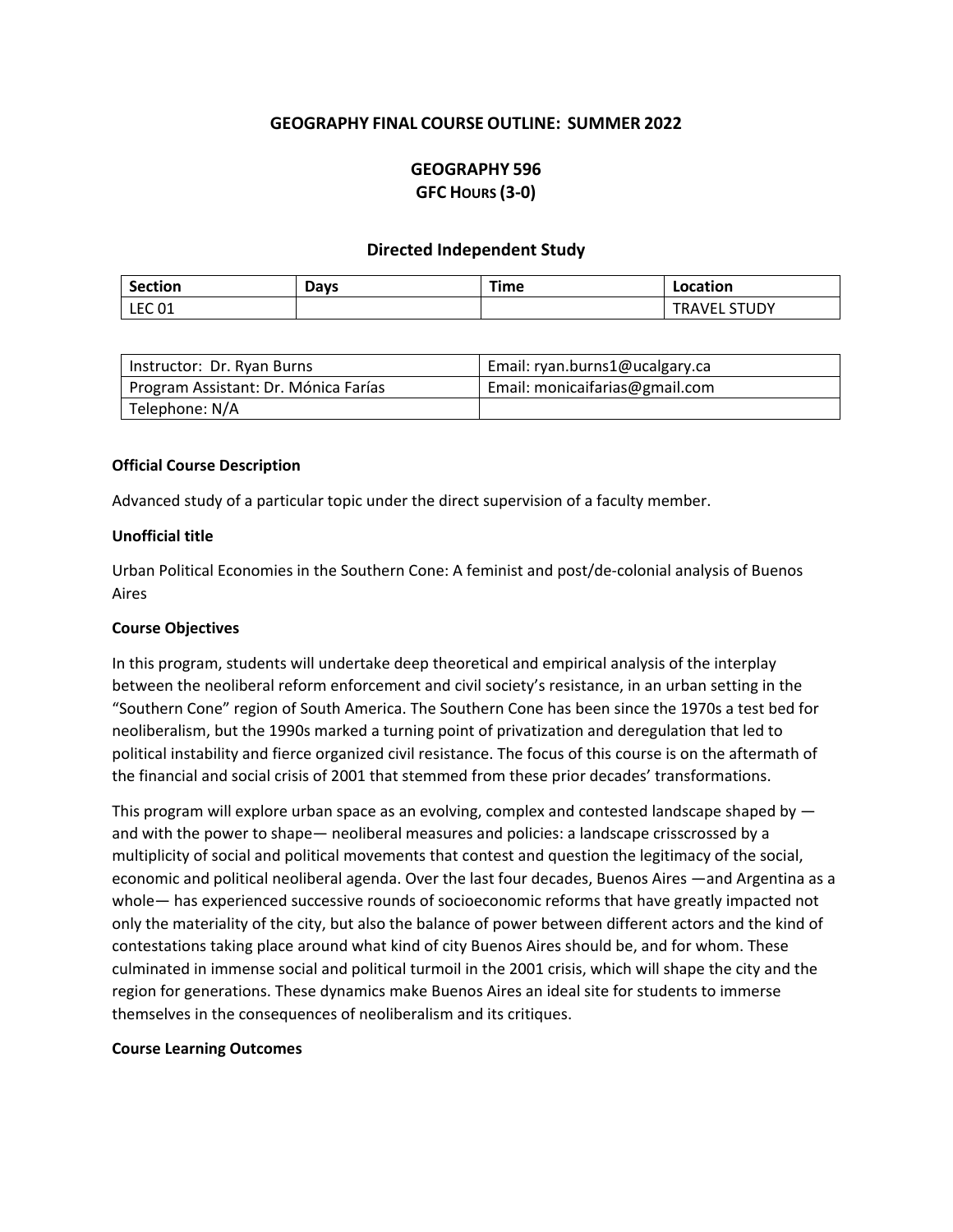**GEOGRAPHY FINAL COURSE OUTLINE: SUMMER 2022**

**GEOGRAPHY 596**
**GFC HOURS (3-0)**

**Directed Independent Study**

| Section | Days | Time | Location |
|---|---|---|---|
| LEC 01 | | | TRAVEL STUDY |

| Instructor: Dr. Ryan Burns | Email: ryan.burns1@ucalgary.ca |
|---|---|
| Program Assistant: Dr. Mónica Farías | Email: monicaifarias@gmail.com |
| Telephone: N/A | |

**Official Course Description**

Advanced study of a particular topic under the direct supervision of a faculty member.

**Unofficial title**

Urban Political Economies in the Southern Cone: A feminist and post/de-colonial analysis of Buenos Aires

**Course Objectives**

In this program, students will undertake deep theoretical and empirical analysis of the interplay between the neoliberal reform enforcement and civil society's resistance, in an urban setting in the "Southern Cone" region of South America. The Southern Cone has been since the 1970s a test bed for neoliberalism, but the 1990s marked a turning point of privatization and deregulation that led to political instability and fierce organized civil resistance. The focus of this course is on the aftermath of the financial and social crisis of 2001 that stemmed from these prior decades' transformations.

This program will explore urban space as an evolving, complex and contested landscape shaped by — and with the power to shape— neoliberal measures and policies: a landscape crisscrossed by a multiplicity of social and political movements that contest and question the legitimacy of the social, economic and political neoliberal agenda. Over the last four decades, Buenos Aires —and Argentina as a whole— has experienced successive rounds of socioeconomic reforms that have greatly impacted not only the materiality of the city, but also the balance of power between different actors and the kind of contestations taking place around what kind of city Buenos Aires should be, and for whom. These culminated in immense social and political turmoil in the 2001 crisis, which will shape the city and the region for generations. These dynamics make Buenos Aires an ideal site for students to immerse themselves in the consequences of neoliberalism and its critiques.

**Course Learning Outcomes**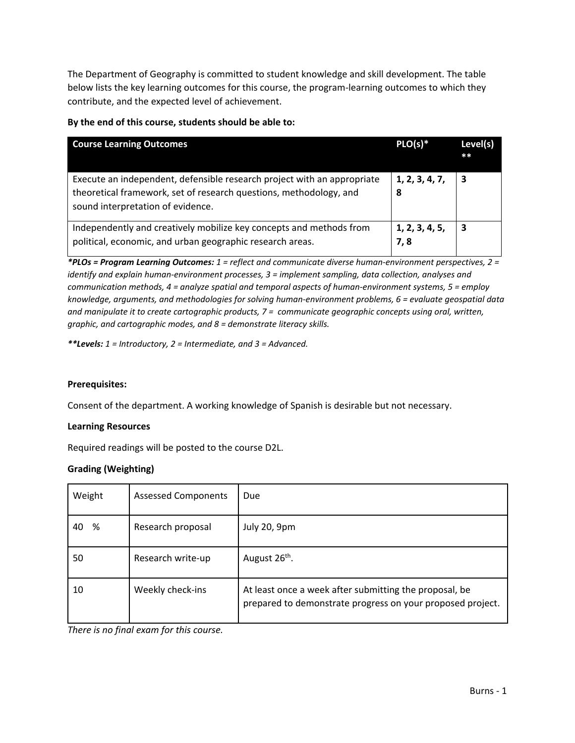The Department of Geography is committed to student knowledge and skill development. The table below lists the key learning outcomes for this course, the program-learning outcomes to which they contribute, and the expected level of achievement.

**By the end of this course, students should be able to:**

| **Course Learning Outcomes** | **PLO(s)*** | **Level(s) **** |
|---|---|---|
| Execute an independent, defensible research project with an appropriate theoretical framework, set of research questions, methodology, and sound interpretation of evidence. | **1, 2, 3, 4, 7, 8** | **3** |
| Independently and creatively mobilize key concepts and methods from political, economic, and urban geographic research areas. | **1, 2, 3, 4, 5, 7, 8** | **3** |

***PLOs = Program Learning Outcomes:** *1 = reflect and communicate diverse human-environment perspectives, 2 = identify and explain human-environment processes, 3 = implement sampling, data collection, analyses and communication methods, 4 = analyze spatial and temporal aspects of human-environment systems, 5 = employ knowledge, arguments, and methodologies for solving human-environment problems, 6 = evaluate geospatial data and manipulate it to create cartographic products, 7 = communicate geographic concepts using oral, written, graphic, and cartographic modes, and 8 = demonstrate literacy skills.*

****Levels:** *1 = Introductory, 2 = Intermediate, and 3 = Advanced.*

**Prerequisites:**

Consent of the department. A working knowledge of Spanish is desirable but not necessary.

**Learning Resources**

Required readings will be posted to the course D2L.

**Grading (Weighting)**

| Weight | Assessed Components | Due |
|---|---|---|
| 40 % | Research proposal | July 20, 9pm |
| 50 | Research write-up | August 26th. |
| 10 | Weekly check-ins | At least once a week after submitting the proposal, be prepared to demonstrate progress on your proposed project. |

*There is no final exam for this course.*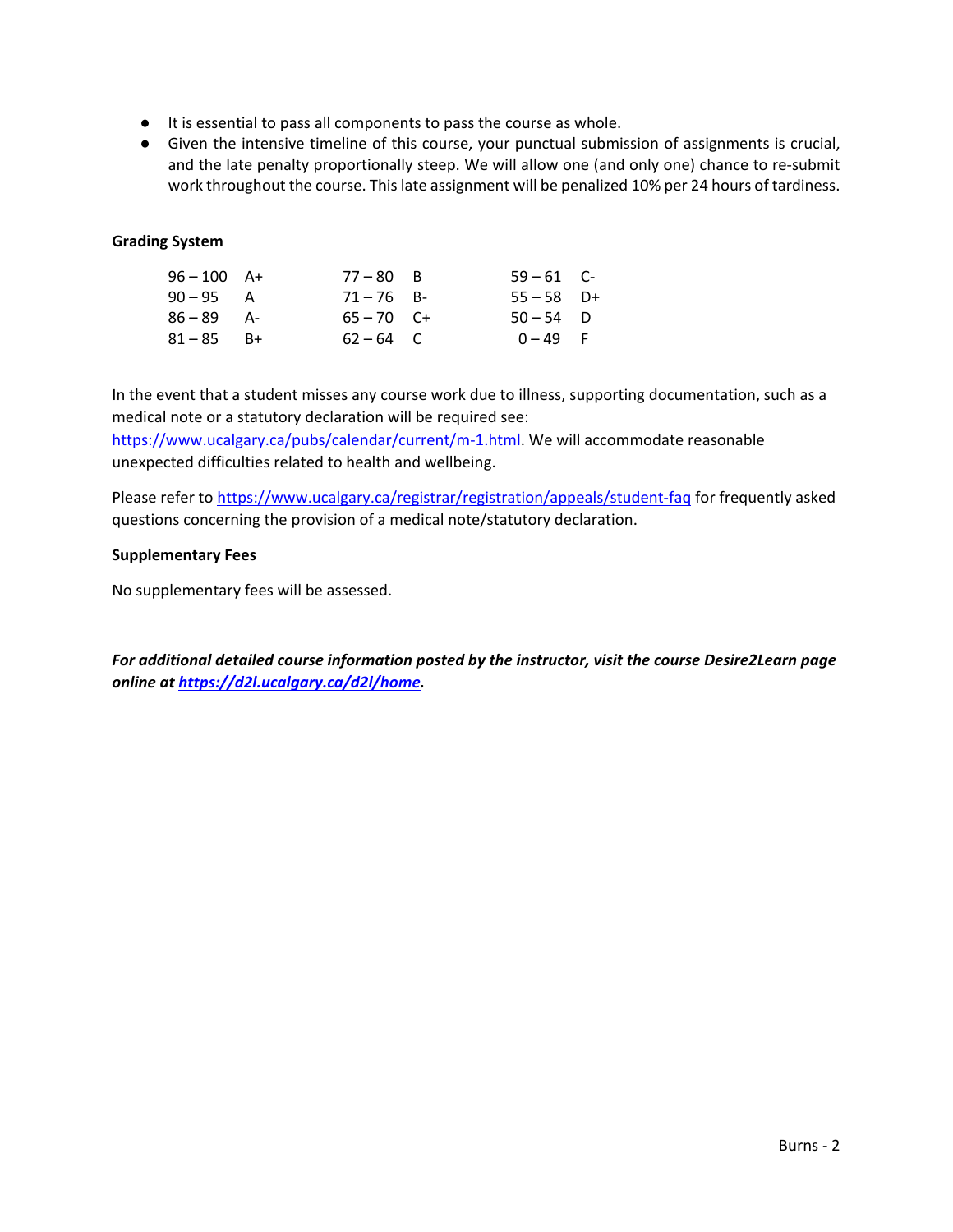- It is essential to pass all components to pass the course as whole.
- Given the intensive timeline of this course, your punctual submission of assignments is crucial, and the late penalty proportionally steep. We will allow one (and only one) chance to re-submit work throughout the course. This late assignment will be penalized 10% per 24 hours of tardiness.

**Grading System**

| | | | | | |
|---|---|---|---|---|---|
| 96 – 100 | A+ | 77 – 80 | B | 59 – 61 | C- |
| 90 – 95 | A | 71 – 76 | B- | 55 – 58 | D+ |
| 86 – 89 | A- | 65 – 70 | C+ | 50 – 54 | D |
| 81 – 85 | B+ | 62 – 64 | C | 0 – 49 | F |

In the event that a student misses any course work due to illness, supporting documentation, such as a medical note or a statutory declaration will be required see: https://www.ucalgary.ca/pubs/calendar/current/m-1.html. We will accommodate reasonable unexpected difficulties related to health and wellbeing.

Please refer to https://www.ucalgary.ca/registrar/registration/appeals/student-faq for frequently asked questions concerning the provision of a medical note/statutory declaration.

**Supplementary Fees**

No supplementary fees will be assessed.

***For additional detailed course information posted by the instructor, visit the course Desire2Learn page online at https://d2l.ucalgary.ca/d2l/home.***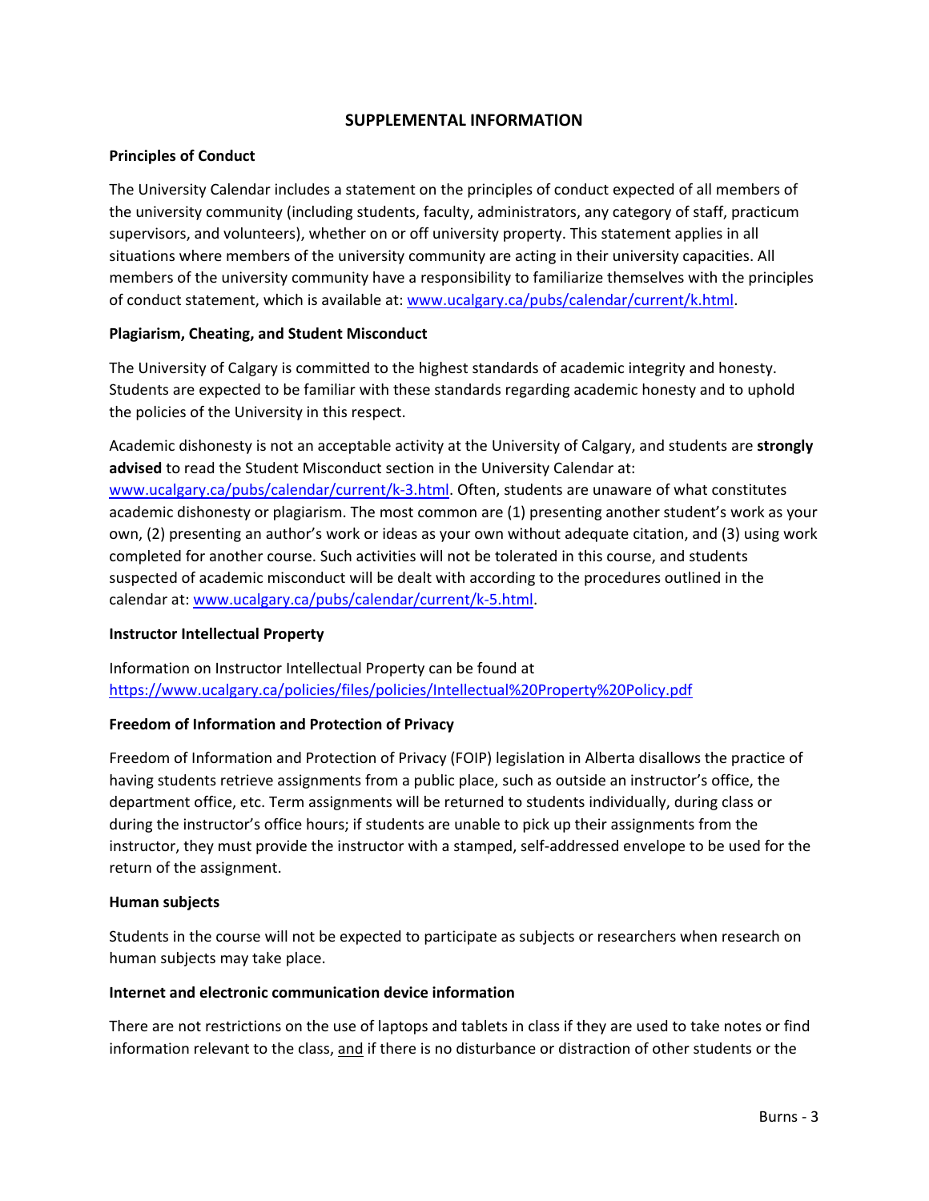## SUPPLEMENTAL INFORMATION

### Principles of Conduct

The University Calendar includes a statement on the principles of conduct expected of all members of the university community (including students, faculty, administrators, any category of staff, practicum supervisors, and volunteers), whether on or off university property. This statement applies in all situations where members of the university community are acting in their university capacities. All members of the university community have a responsibility to familiarize themselves with the principles of conduct statement, which is available at: [www.ucalgary.ca/pubs/calendar/current/k.html](www.ucalgary.ca/pubs/calendar/current/k.html).

### Plagiarism, Cheating, and Student Misconduct

The University of Calgary is committed to the highest standards of academic integrity and honesty. Students are expected to be familiar with these standards regarding academic honesty and to uphold the policies of the University in this respect.

Academic dishonesty is not an acceptable activity at the University of Calgary, and students are **strongly advised** to read the Student Misconduct section in the University Calendar at: [www.ucalgary.ca/pubs/calendar/current/k-3.html](www.ucalgary.ca/pubs/calendar/current/k-3.html). Often, students are unaware of what constitutes academic dishonesty or plagiarism. The most common are (1) presenting another student's work as your own, (2) presenting an author's work or ideas as your own without adequate citation, and (3) using work completed for another course. Such activities will not be tolerated in this course, and students suspected of academic misconduct will be dealt with according to the procedures outlined in the calendar at: [www.ucalgary.ca/pubs/calendar/current/k-5.html](www.ucalgary.ca/pubs/calendar/current/k-5.html).

### Instructor Intellectual Property

Information on Instructor Intellectual Property can be found at
[https://www.ucalgary.ca/policies/files/policies/Intellectual%20Property%20Policy.pdf](https://www.ucalgary.ca/policies/files/policies/Intellectual%20Property%20Policy.pdf)

### Freedom of Information and Protection of Privacy

Freedom of Information and Protection of Privacy (FOIP) legislation in Alberta disallows the practice of having students retrieve assignments from a public place, such as outside an instructor's office, the department office, etc. Term assignments will be returned to students individually, during class or during the instructor's office hours; if students are unable to pick up their assignments from the instructor, they must provide the instructor with a stamped, self-addressed envelope to be used for the return of the assignment.

### Human subjects

Students in the course will not be expected to participate as subjects or researchers when research on human subjects may take place.

### Internet and electronic communication device information

There are not restrictions on the use of laptops and tablets in class if they are used to take notes or find information relevant to the class, and if there is no disturbance or distraction of other students or the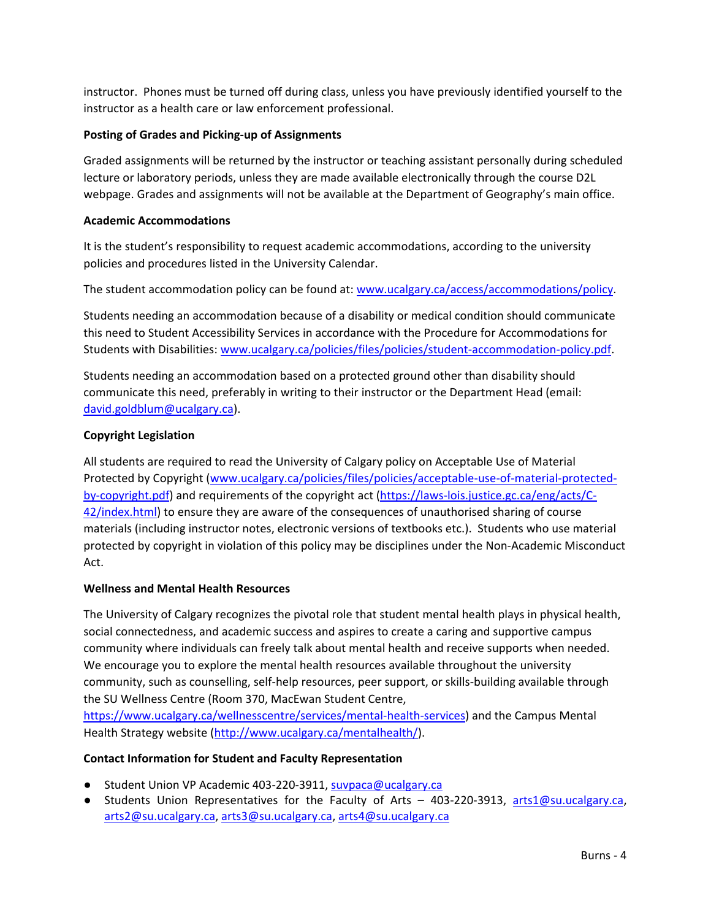instructor. Phones must be turned off during class, unless you have previously identified yourself to the instructor as a health care or law enforcement professional.

**Posting of Grades and Picking-up of Assignments**

Graded assignments will be returned by the instructor or teaching assistant personally during scheduled lecture or laboratory periods, unless they are made available electronically through the course D2L webpage. Grades and assignments will not be available at the Department of Geography's main office.

**Academic Accommodations**

It is the student's responsibility to request academic accommodations, according to the university policies and procedures listed in the University Calendar.

The student accommodation policy can be found at: [www.ucalgary.ca/access/accommodations/policy](www.ucalgary.ca/access/accommodations/policy).

Students needing an accommodation because of a disability or medical condition should communicate this need to Student Accessibility Services in accordance with the Procedure for Accommodations for Students with Disabilities: [www.ucalgary.ca/policies/files/policies/student-accommodation-policy.pdf](www.ucalgary.ca/policies/files/policies/student-accommodation-policy.pdf).

Students needing an accommodation based on a protected ground other than disability should communicate this need, preferably in writing to their instructor or the Department Head (email: [david.goldblum@ucalgary.ca](mailto:david.goldblum@ucalgary.ca)).

**Copyright Legislation**

All students are required to read the University of Calgary policy on Acceptable Use of Material Protected by Copyright ([www.ucalgary.ca/policies/files/policies/acceptable-use-of-material-protected-by-copyright.pdf](www.ucalgary.ca/policies/files/policies/acceptable-use-of-material-protected-by-copyright.pdf)) and requirements of the copyright act ([https://laws-lois.justice.gc.ca/eng/acts/C-42/index.html](https://laws-lois.justice.gc.ca/eng/acts/C-42/index.html)) to ensure they are aware of the consequences of unauthorised sharing of course materials (including instructor notes, electronic versions of textbooks etc.). Students who use material protected by copyright in violation of this policy may be disciplines under the Non-Academic Misconduct Act.

**Wellness and Mental Health Resources**

The University of Calgary recognizes the pivotal role that student mental health plays in physical health, social connectedness, and academic success and aspires to create a caring and supportive campus community where individuals can freely talk about mental health and receive supports when needed. We encourage you to explore the mental health resources available throughout the university community, such as counselling, self-help resources, peer support, or skills-building available through the SU Wellness Centre (Room 370, MacEwan Student Centre, [https://www.ucalgary.ca/wellnesscentre/services/mental-health-services](https://www.ucalgary.ca/wellnesscentre/services/mental-health-services)) and the Campus Mental Health Strategy website ([http://www.ucalgary.ca/mentalhealth/](http://www.ucalgary.ca/mentalhealth/)).

**Contact Information for Student and Faculty Representation**

- Student Union VP Academic 403-220-3911, [suvpaca@ucalgary.ca](mailto:suvpaca@ucalgary.ca)
- Students Union Representatives for the Faculty of Arts – 403-220-3913, [arts1@su.ucalgary.ca](mailto:arts1@su.ucalgary.ca), [arts2@su.ucalgary.ca](mailto:arts2@su.ucalgary.ca), [arts3@su.ucalgary.ca](mailto:arts3@su.ucalgary.ca), [arts4@su.ucalgary.ca](mailto:arts4@su.ucalgary.ca)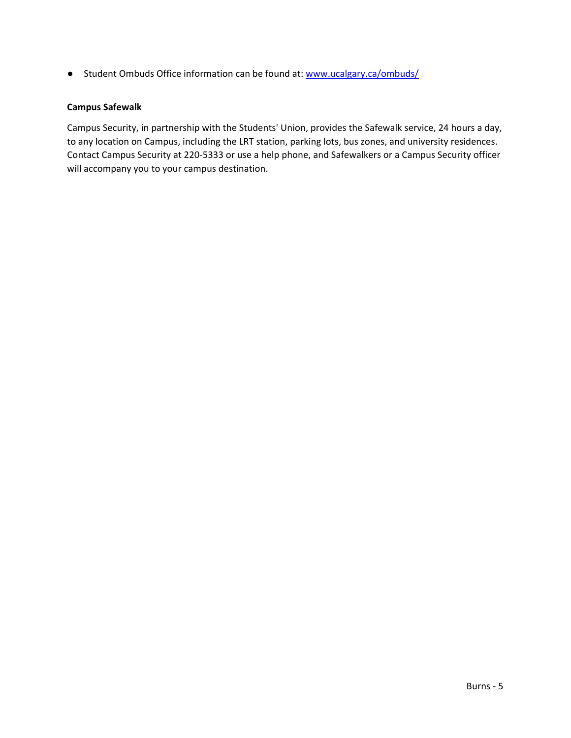- Student Ombuds Office information can be found at: [www.ucalgary.ca/ombuds/](www.ucalgary.ca/ombuds/)

**Campus Safewalk**

Campus Security, in partnership with the Students' Union, provides the Safewalk service, 24 hours a day, to any location on Campus, including the LRT station, parking lots, bus zones, and university residences. Contact Campus Security at 220-5333 or use a help phone, and Safewalkers or a Campus Security officer will accompany you to your campus destination.